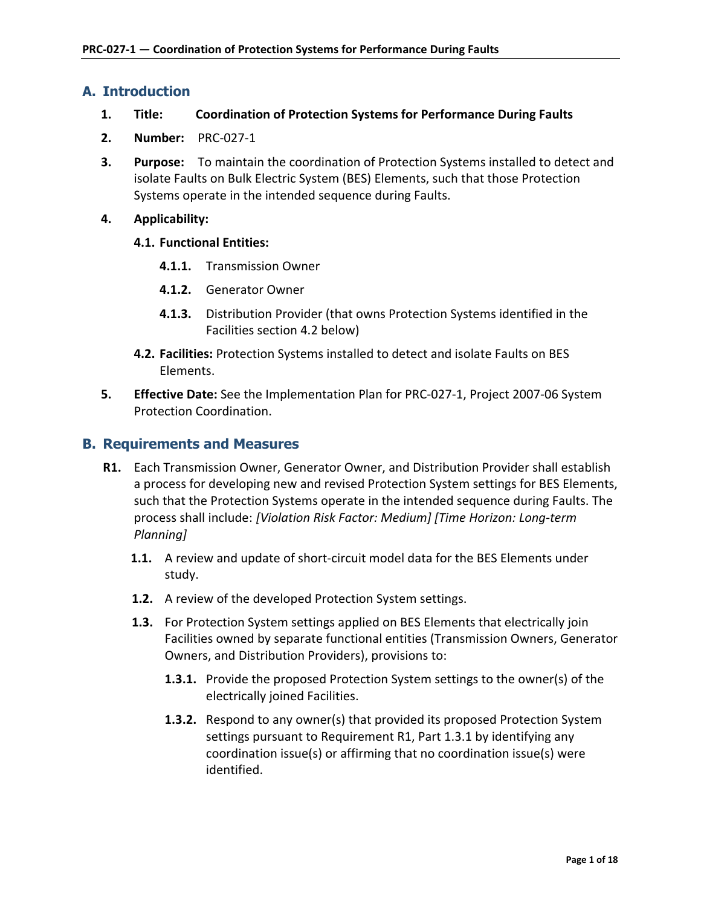## A. Introduction

1. **Title:** **Coordination of Protection Systems for Performance During Faults**
2. **Number:** PRC-027-1
3. **Purpose:** To maintain the coordination of Protection Systems installed to detect and isolate Faults on Bulk Electric System (BES) Elements, such that those Protection Systems operate in the intended sequence during Faults.
4. **Applicability:**
   - **4.1. Functional Entities:**
     - **4.1.1.** Transmission Owner
     - **4.1.2.** Generator Owner
     - **4.1.3.** Distribution Provider (that owns Protection Systems identified in the Facilities section 4.2 below)
   - **4.2. Facilities:** Protection Systems installed to detect and isolate Faults on BES Elements.
5. **Effective Date:** See the Implementation Plan for PRC-027-1, Project 2007-06 System Protection Coordination.

## B. Requirements and Measures

**R1.** Each Transmission Owner, Generator Owner, and Distribution Provider shall establish a process for developing new and revised Protection System settings for BES Elements, such that the Protection Systems operate in the intended sequence during Faults. The process shall include: *[Violation Risk Factor: Medium] [Time Horizon: Long-term Planning]*

- **1.1.** A review and update of short-circuit model data for the BES Elements under study.
- **1.2.** A review of the developed Protection System settings.
- **1.3.** For Protection System settings applied on BES Elements that electrically join Facilities owned by separate functional entities (Transmission Owners, Generator Owners, and Distribution Providers), provisions to:
  - **1.3.1.** Provide the proposed Protection System settings to the owner(s) of the electrically joined Facilities.
  - **1.3.2.** Respond to any owner(s) that provided its proposed Protection System settings pursuant to Requirement R1, Part 1.3.1 by identifying any coordination issue(s) or affirming that no coordination issue(s) were identified.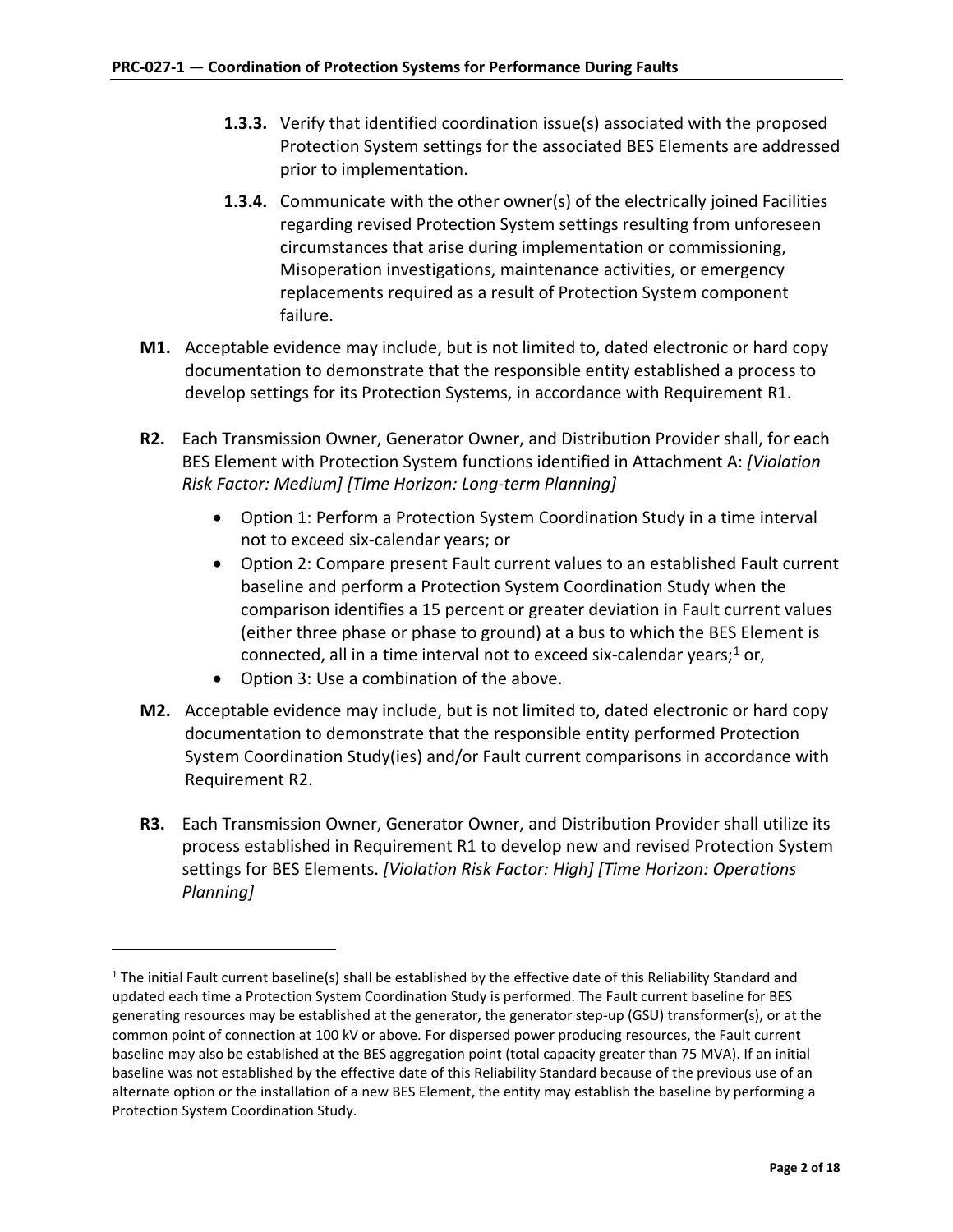**1.3.3.** Verify that identified coordination issue(s) associated with the proposed Protection System settings for the associated BES Elements are addressed prior to implementation.

**1.3.4.** Communicate with the other owner(s) of the electrically joined Facilities regarding revised Protection System settings resulting from unforeseen circumstances that arise during implementation or commissioning, Misoperation investigations, maintenance activities, or emergency replacements required as a result of Protection System component failure.

**M1.** Acceptable evidence may include, but is not limited to, dated electronic or hard copy documentation to demonstrate that the responsible entity established a process to develop settings for its Protection Systems, in accordance with Requirement R1.

**R2.** Each Transmission Owner, Generator Owner, and Distribution Provider shall, for each BES Element with Protection System functions identified in Attachment A: *[Violation Risk Factor: Medium] [Time Horizon: Long-term Planning]*

- Option 1: Perform a Protection System Coordination Study in a time interval not to exceed six-calendar years; or
- Option 2: Compare present Fault current values to an established Fault current baseline and perform a Protection System Coordination Study when the comparison identifies a 15 percent or greater deviation in Fault current values (either three phase or phase to ground) at a bus to which the BES Element is connected, all in a time interval not to exceed six-calendar years;[1] or,
- Option 3: Use a combination of the above.

**M2.** Acceptable evidence may include, but is not limited to, dated electronic or hard copy documentation to demonstrate that the responsible entity performed Protection System Coordination Study(ies) and/or Fault current comparisons in accordance with Requirement R2.

**R3.** Each Transmission Owner, Generator Owner, and Distribution Provider shall utilize its process established in Requirement R1 to develop new and revised Protection System settings for BES Elements. *[Violation Risk Factor: High] [Time Horizon: Operations Planning]*

---

[1] The initial Fault current baseline(s) shall be established by the effective date of this Reliability Standard and updated each time a Protection System Coordination Study is performed. The Fault current baseline for BES generating resources may be established at the generator, the generator step-up (GSU) transformer(s), or at the common point of connection at 100 kV or above. For dispersed power producing resources, the Fault current baseline may also be established at the BES aggregation point (total capacity greater than 75 MVA). If an initial baseline was not established by the effective date of this Reliability Standard because of the previous use of an alternate option or the installation of a new BES Element, the entity may establish the baseline by performing a Protection System Coordination Study.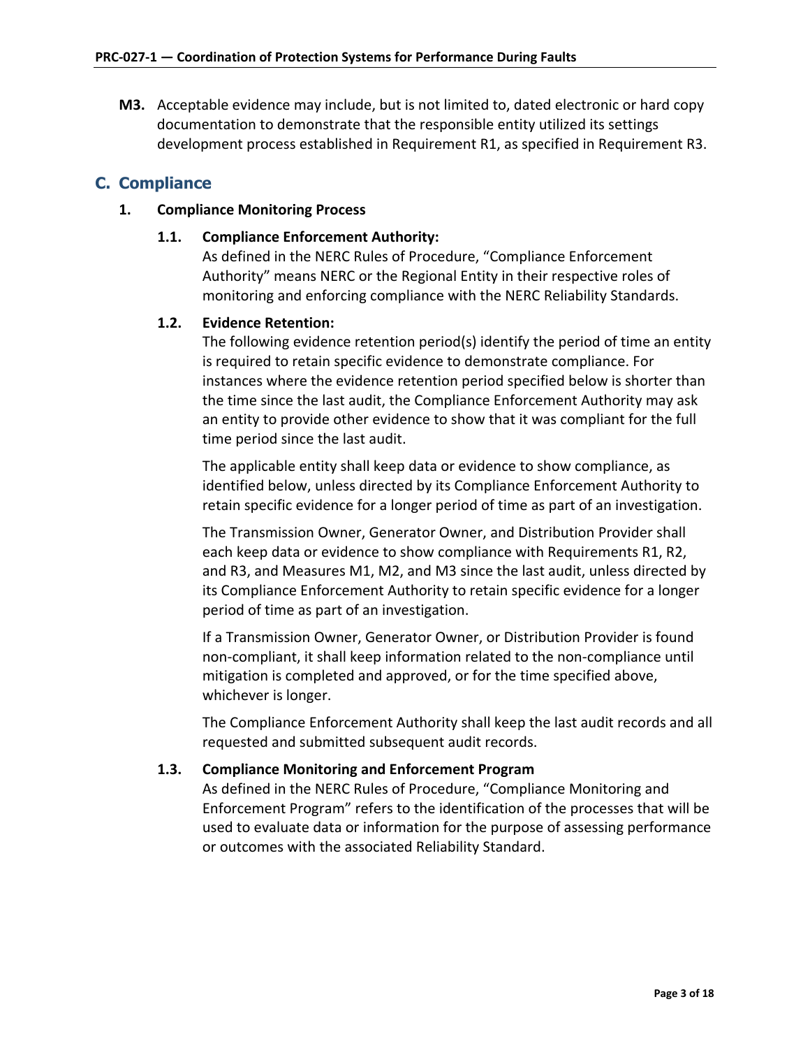**M3.** Acceptable evidence may include, but is not limited to, dated electronic or hard copy documentation to demonstrate that the responsible entity utilized its settings development process established in Requirement R1, as specified in Requirement R3.

## C. Compliance

### 1. Compliance Monitoring Process

#### 1.1. Compliance Enforcement Authority:

As defined in the NERC Rules of Procedure, "Compliance Enforcement Authority" means NERC or the Regional Entity in their respective roles of monitoring and enforcing compliance with the NERC Reliability Standards.

#### 1.2. Evidence Retention:

The following evidence retention period(s) identify the period of time an entity is required to retain specific evidence to demonstrate compliance. For instances where the evidence retention period specified below is shorter than the time since the last audit, the Compliance Enforcement Authority may ask an entity to provide other evidence to show that it was compliant for the full time period since the last audit.

The applicable entity shall keep data or evidence to show compliance, as identified below, unless directed by its Compliance Enforcement Authority to retain specific evidence for a longer period of time as part of an investigation.

The Transmission Owner, Generator Owner, and Distribution Provider shall each keep data or evidence to show compliance with Requirements R1, R2, and R3, and Measures M1, M2, and M3 since the last audit, unless directed by its Compliance Enforcement Authority to retain specific evidence for a longer period of time as part of an investigation.

If a Transmission Owner, Generator Owner, or Distribution Provider is found non-compliant, it shall keep information related to the non-compliance until mitigation is completed and approved, or for the time specified above, whichever is longer.

The Compliance Enforcement Authority shall keep the last audit records and all requested and submitted subsequent audit records.

#### 1.3. Compliance Monitoring and Enforcement Program

As defined in the NERC Rules of Procedure, "Compliance Monitoring and Enforcement Program" refers to the identification of the processes that will be used to evaluate data or information for the purpose of assessing performance or outcomes with the associated Reliability Standard.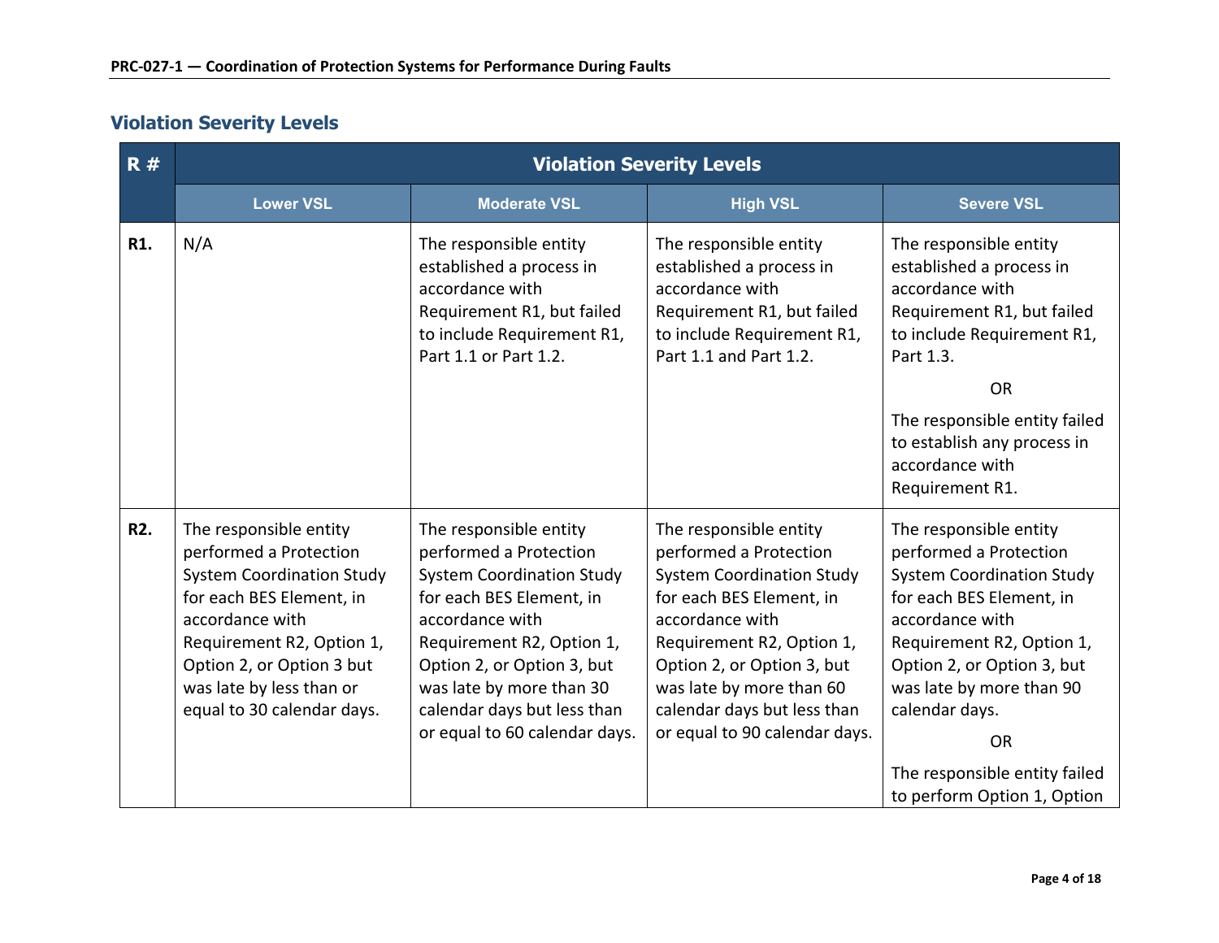## Violation Severity Levels

| R # | Violation Severity Levels | | | |
|---|---|---|---|---|
| | Lower VSL | Moderate VSL | High VSL | Severe VSL |
| **R1.** | N/A | The responsible entity established a process in accordance with Requirement R1, but failed to include Requirement R1, Part 1.1 or Part 1.2. | The responsible entity established a process in accordance with Requirement R1, but failed to include Requirement R1, Part 1.1 and Part 1.2. | The responsible entity established a process in accordance with Requirement R1, but failed to include Requirement R1, Part 1.3.<br><br>OR<br><br>The responsible entity failed to establish any process in accordance with Requirement R1. |
| **R2.** | The responsible entity performed a Protection System Coordination Study for each BES Element, in accordance with Requirement R2, Option 1, Option 2, or Option 3 but was late by less than or equal to 30 calendar days. | The responsible entity performed a Protection System Coordination Study for each BES Element, in accordance with Requirement R2, Option 1, Option 2, or Option 3, but was late by more than 30 calendar days but less than or equal to 60 calendar days. | The responsible entity performed a Protection System Coordination Study for each BES Element, in accordance with Requirement R2, Option 1, Option 2, or Option 3, but was late by more than 60 calendar days but less than or equal to 90 calendar days. | The responsible entity performed a Protection System Coordination Study for each BES Element, in accordance with Requirement R2, Option 1, Option 2, or Option 3, but was late by more than 90 calendar days.<br><br>OR<br><br>The responsible entity failed to perform Option 1, Option |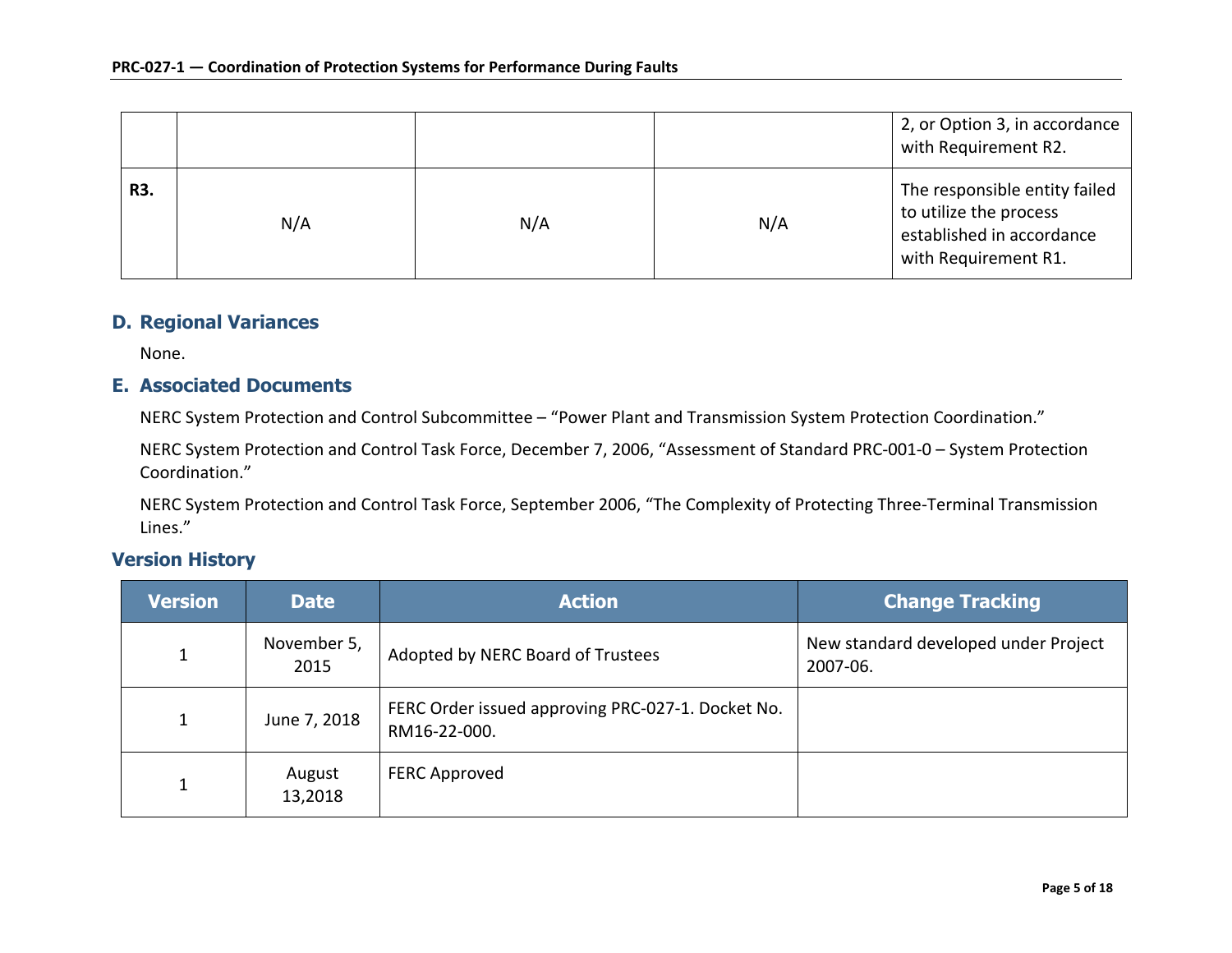| | | | | |
|---|---|---|---|---|
| | | | | 2, or Option 3, in accordance with Requirement R2. |
| **R3.** | N/A | N/A | N/A | The responsible entity failed to utilize the process established in accordance with Requirement R1. |

## D. Regional Variances

None.

## E. Associated Documents

NERC System Protection and Control Subcommittee – "Power Plant and Transmission System Protection Coordination."

NERC System Protection and Control Task Force, December 7, 2006, "Assessment of Standard PRC-001-0 – System Protection Coordination."

NERC System Protection and Control Task Force, September 2006, "The Complexity of Protecting Three-Terminal Transmission Lines."

## Version History

| Version | Date | Action | Change Tracking |
|---|---|---|---|
| 1 | November 5, 2015 | Adopted by NERC Board of Trustees | New standard developed under Project 2007-06. |
| 1 | June 7, 2018 | FERC Order issued approving PRC-027-1. Docket No. RM16-22-000. | |
| 1 | August 13,2018 | FERC Approved | |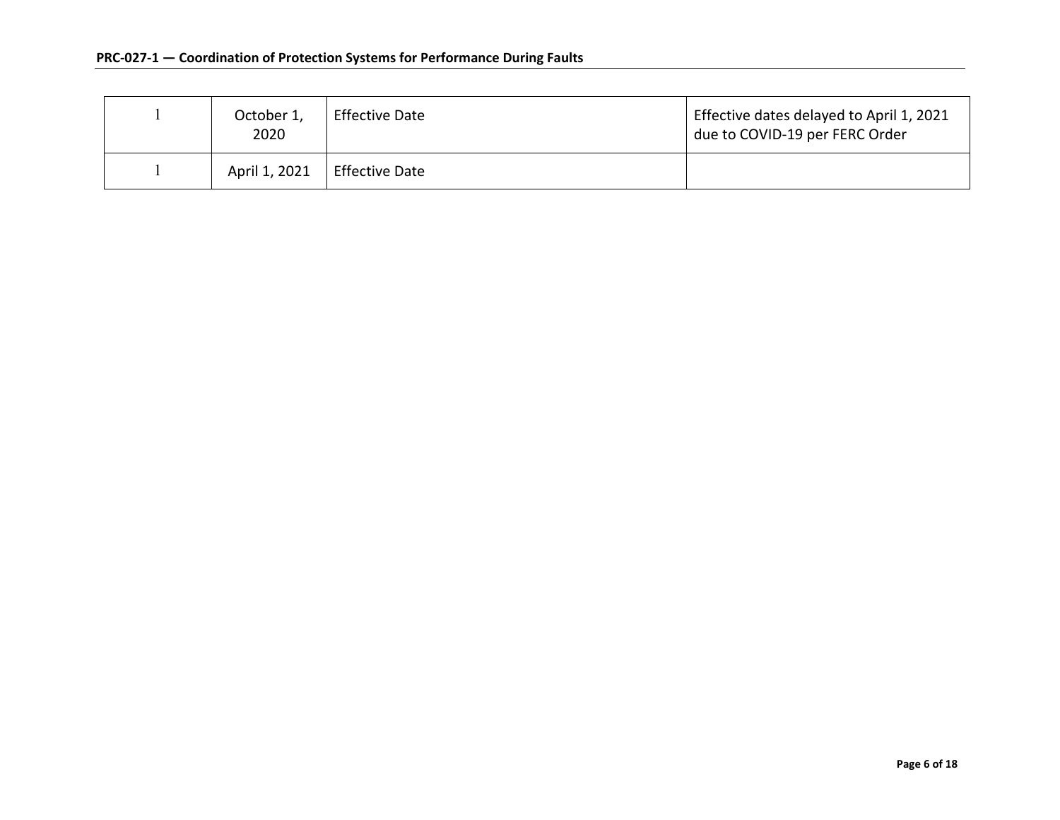| | | | |
|---|---|---|---|
| 1 | October 1, 2020 | Effective Date | Effective dates delayed to April 1, 2021 due to COVID-19 per FERC Order |
| 1 | April 1, 2021 | Effective Date | |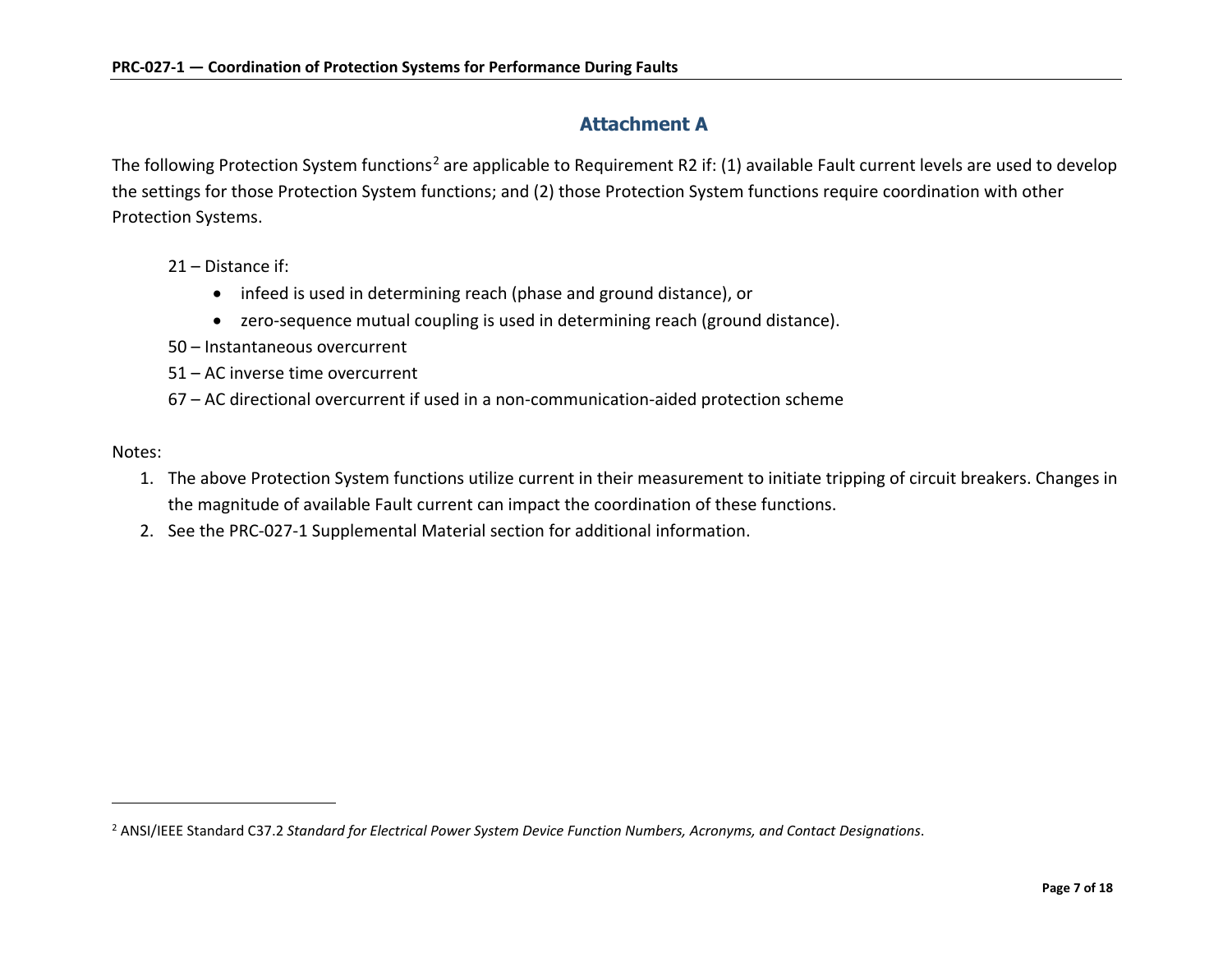## Attachment A

The following Protection System functions[2] are applicable to Requirement R2 if: (1) available Fault current levels are used to develop the settings for those Protection System functions; and (2) those Protection System functions require coordination with other Protection Systems.

21 – Distance if:

- infeed is used in determining reach (phase and ground distance), or
- zero-sequence mutual coupling is used in determining reach (ground distance).

50 – Instantaneous overcurrent

51 – AC inverse time overcurrent

67 – AC directional overcurrent if used in a non-communication-aided protection scheme

Notes:

1. The above Protection System functions utilize current in their measurement to initiate tripping of circuit breakers. Changes in the magnitude of available Fault current can impact the coordination of these functions.
2. See the PRC-027-1 Supplemental Material section for additional information.

---

[2] ANSI/IEEE Standard C37.2 *Standard for Electrical Power System Device Function Numbers, Acronyms, and Contact Designations*.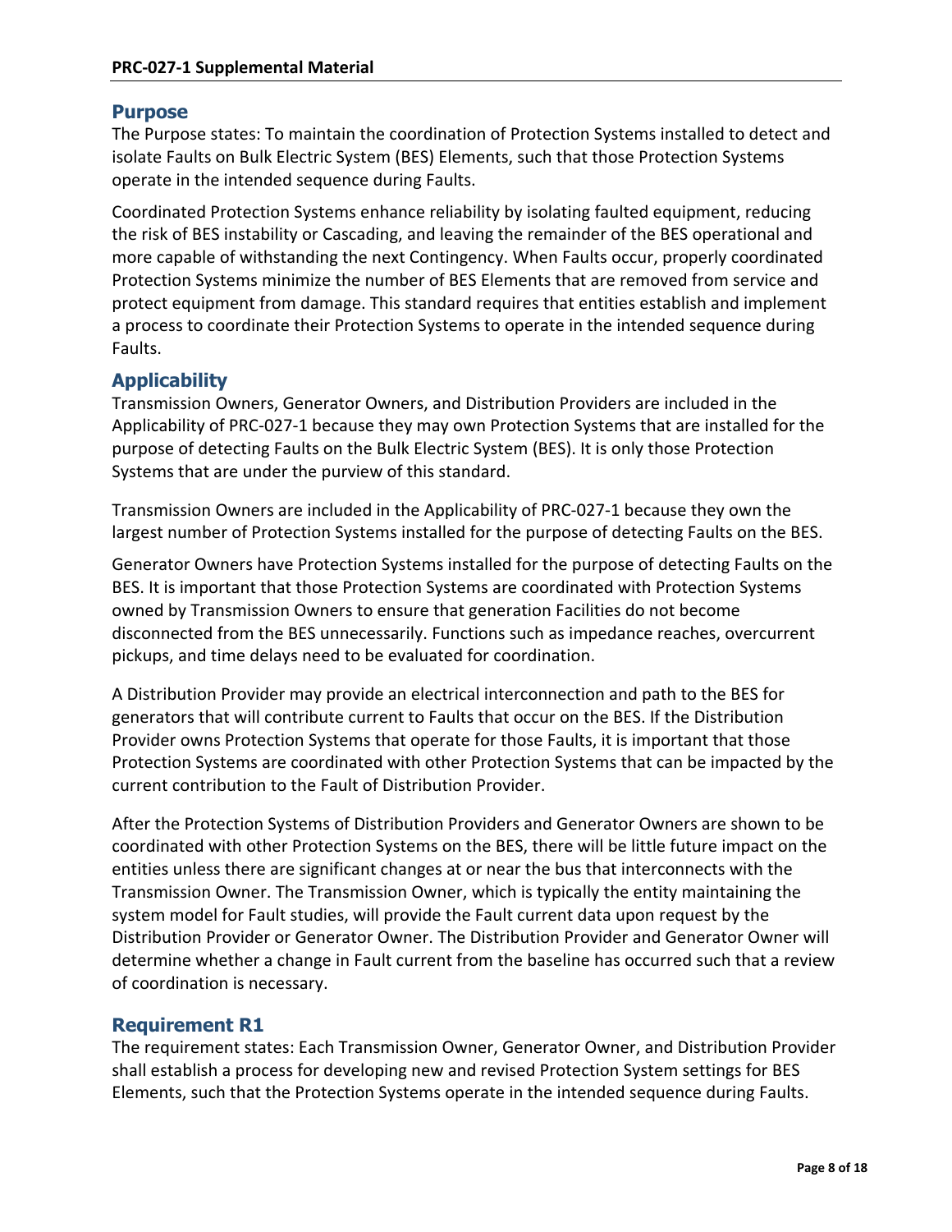## Purpose

The Purpose states: To maintain the coordination of Protection Systems installed to detect and isolate Faults on Bulk Electric System (BES) Elements, such that those Protection Systems operate in the intended sequence during Faults.

Coordinated Protection Systems enhance reliability by isolating faulted equipment, reducing the risk of BES instability or Cascading, and leaving the remainder of the BES operational and more capable of withstanding the next Contingency. When Faults occur, properly coordinated Protection Systems minimize the number of BES Elements that are removed from service and protect equipment from damage. This standard requires that entities establish and implement a process to coordinate their Protection Systems to operate in the intended sequence during Faults.

## Applicability

Transmission Owners, Generator Owners, and Distribution Providers are included in the Applicability of PRC-027-1 because they may own Protection Systems that are installed for the purpose of detecting Faults on the Bulk Electric System (BES). It is only those Protection Systems that are under the purview of this standard.

Transmission Owners are included in the Applicability of PRC-027-1 because they own the largest number of Protection Systems installed for the purpose of detecting Faults on the BES.

Generator Owners have Protection Systems installed for the purpose of detecting Faults on the BES. It is important that those Protection Systems are coordinated with Protection Systems owned by Transmission Owners to ensure that generation Facilities do not become disconnected from the BES unnecessarily. Functions such as impedance reaches, overcurrent pickups, and time delays need to be evaluated for coordination.

A Distribution Provider may provide an electrical interconnection and path to the BES for generators that will contribute current to Faults that occur on the BES. If the Distribution Provider owns Protection Systems that operate for those Faults, it is important that those Protection Systems are coordinated with other Protection Systems that can be impacted by the current contribution to the Fault of Distribution Provider.

After the Protection Systems of Distribution Providers and Generator Owners are shown to be coordinated with other Protection Systems on the BES, there will be little future impact on the entities unless there are significant changes at or near the bus that interconnects with the Transmission Owner. The Transmission Owner, which is typically the entity maintaining the system model for Fault studies, will provide the Fault current data upon request by the Distribution Provider or Generator Owner. The Distribution Provider and Generator Owner will determine whether a change in Fault current from the baseline has occurred such that a review of coordination is necessary.

## Requirement R1

The requirement states: Each Transmission Owner, Generator Owner, and Distribution Provider shall establish a process for developing new and revised Protection System settings for BES Elements, such that the Protection Systems operate in the intended sequence during Faults.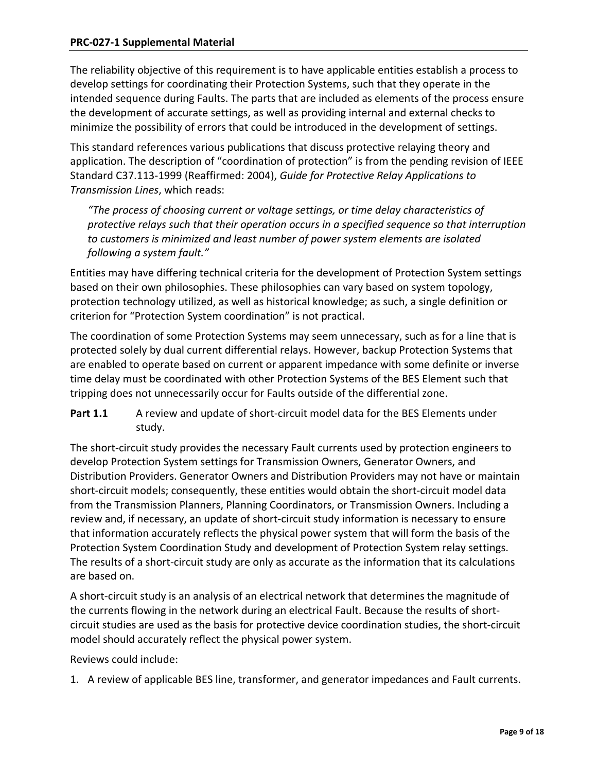The reliability objective of this requirement is to have applicable entities establish a process to develop settings for coordinating their Protection Systems, such that they operate in the intended sequence during Faults. The parts that are included as elements of the process ensure the development of accurate settings, as well as providing internal and external checks to minimize the possibility of errors that could be introduced in the development of settings.

This standard references various publications that discuss protective relaying theory and application. The description of "coordination of protection" is from the pending revision of IEEE Standard C37.113-1999 (Reaffirmed: 2004), *Guide for Protective Relay Applications to Transmission Lines*, which reads:

> *"The process of choosing current or voltage settings, or time delay characteristics of protective relays such that their operation occurs in a specified sequence so that interruption to customers is minimized and least number of power system elements are isolated following a system fault."*

Entities may have differing technical criteria for the development of Protection System settings based on their own philosophies. These philosophies can vary based on system topology, protection technology utilized, as well as historical knowledge; as such, a single definition or criterion for "Protection System coordination" is not practical.

The coordination of some Protection Systems may seem unnecessary, such as for a line that is protected solely by dual current differential relays. However, backup Protection Systems that are enabled to operate based on current or apparent impedance with some definite or inverse time delay must be coordinated with other Protection Systems of the BES Element such that tripping does not unnecessarily occur for Faults outside of the differential zone.

**Part 1.1** A review and update of short-circuit model data for the BES Elements under study.

The short-circuit study provides the necessary Fault currents used by protection engineers to develop Protection System settings for Transmission Owners, Generator Owners, and Distribution Providers. Generator Owners and Distribution Providers may not have or maintain short-circuit models; consequently, these entities would obtain the short-circuit model data from the Transmission Planners, Planning Coordinators, or Transmission Owners. Including a review and, if necessary, an update of short-circuit study information is necessary to ensure that information accurately reflects the physical power system that will form the basis of the Protection System Coordination Study and development of Protection System relay settings. The results of a short-circuit study are only as accurate as the information that its calculations are based on.

A short-circuit study is an analysis of an electrical network that determines the magnitude of the currents flowing in the network during an electrical Fault. Because the results of short-circuit studies are used as the basis for protective device coordination studies, the short-circuit model should accurately reflect the physical power system.

Reviews could include:

1. A review of applicable BES line, transformer, and generator impedances and Fault currents.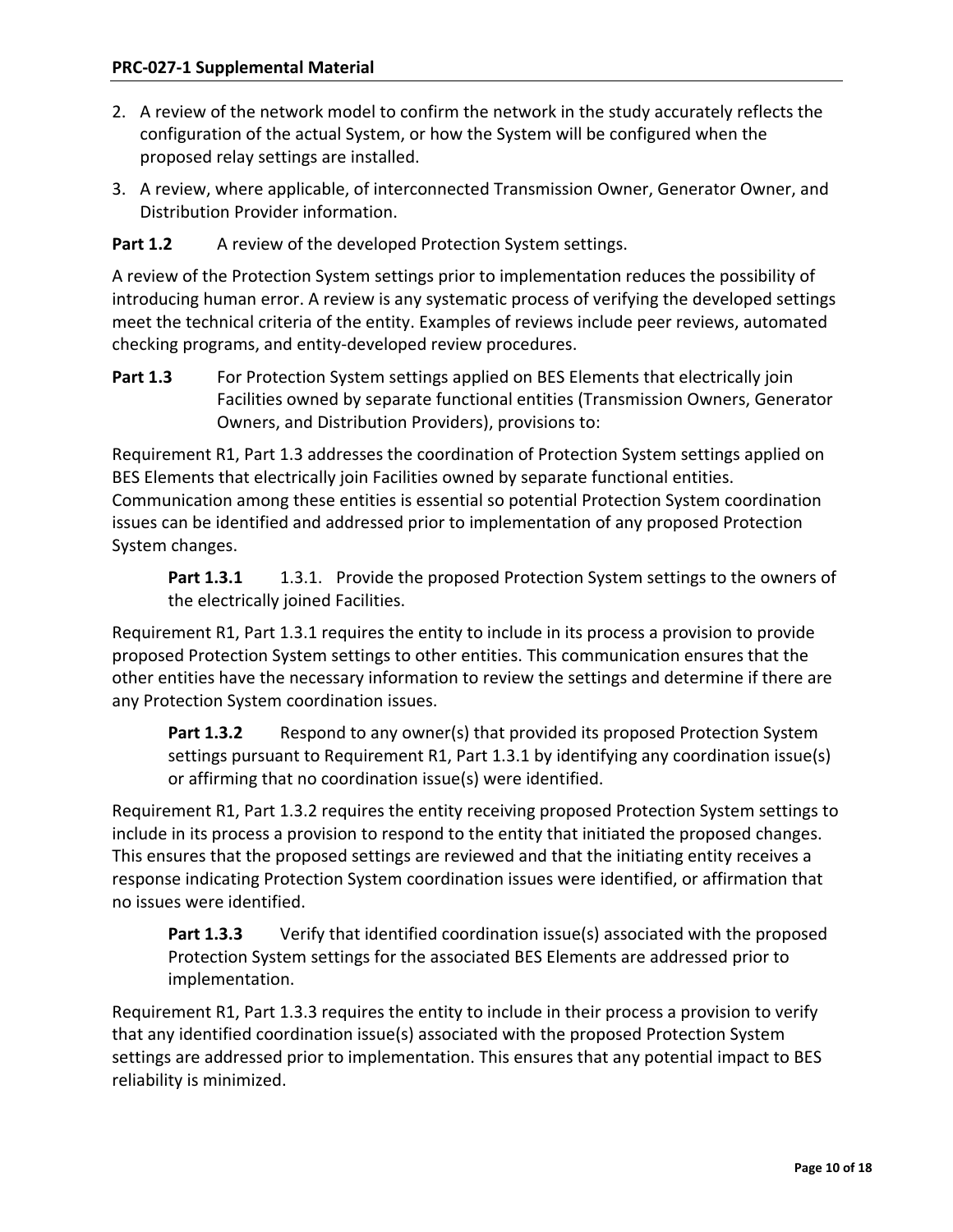2. A review of the network model to confirm the network in the study accurately reflects the configuration of the actual System, or how the System will be configured when the proposed relay settings are installed.
3. A review, where applicable, of interconnected Transmission Owner, Generator Owner, and Distribution Provider information.

**Part 1.2** A review of the developed Protection System settings.

A review of the Protection System settings prior to implementation reduces the possibility of introducing human error. A review is any systematic process of verifying the developed settings meet the technical criteria of the entity. Examples of reviews include peer reviews, automated checking programs, and entity-developed review procedures.

**Part 1.3** For Protection System settings applied on BES Elements that electrically join Facilities owned by separate functional entities (Transmission Owners, Generator Owners, and Distribution Providers), provisions to:

Requirement R1, Part 1.3 addresses the coordination of Protection System settings applied on BES Elements that electrically join Facilities owned by separate functional entities. Communication among these entities is essential so potential Protection System coordination issues can be identified and addressed prior to implementation of any proposed Protection System changes.

> **Part 1.3.1** 1.3.1. Provide the proposed Protection System settings to the owners of the electrically joined Facilities.

Requirement R1, Part 1.3.1 requires the entity to include in its process a provision to provide proposed Protection System settings to other entities. This communication ensures that the other entities have the necessary information to review the settings and determine if there are any Protection System coordination issues.

> **Part 1.3.2** Respond to any owner(s) that provided its proposed Protection System settings pursuant to Requirement R1, Part 1.3.1 by identifying any coordination issue(s) or affirming that no coordination issue(s) were identified.

Requirement R1, Part 1.3.2 requires the entity receiving proposed Protection System settings to include in its process a provision to respond to the entity that initiated the proposed changes. This ensures that the proposed settings are reviewed and that the initiating entity receives a response indicating Protection System coordination issues were identified, or affirmation that no issues were identified.

> **Part 1.3.3** Verify that identified coordination issue(s) associated with the proposed Protection System settings for the associated BES Elements are addressed prior to implementation.

Requirement R1, Part 1.3.3 requires the entity to include in their process a provision to verify that any identified coordination issue(s) associated with the proposed Protection System settings are addressed prior to implementation. This ensures that any potential impact to BES reliability is minimized.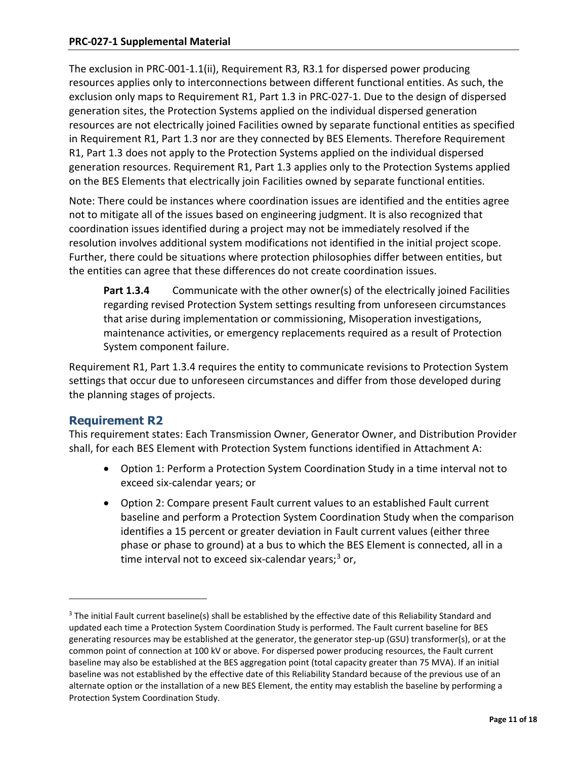The exclusion in PRC-001-1.1(ii), Requirement R3, R3.1 for dispersed power producing resources applies only to interconnections between different functional entities. As such, the exclusion only maps to Requirement R1, Part 1.3 in PRC-027-1. Due to the design of dispersed generation sites, the Protection Systems applied on the individual dispersed generation resources are not electrically joined Facilities owned by separate functional entities as specified in Requirement R1, Part 1.3 nor are they connected by BES Elements. Therefore Requirement R1, Part 1.3 does not apply to the Protection Systems applied on the individual dispersed generation resources. Requirement R1, Part 1.3 applies only to the Protection Systems applied on the BES Elements that electrically join Facilities owned by separate functional entities.

Note: There could be instances where coordination issues are identified and the entities agree not to mitigate all of the issues based on engineering judgment. It is also recognized that coordination issues identified during a project may not be immediately resolved if the resolution involves additional system modifications not identified in the initial project scope. Further, there could be situations where protection philosophies differ between entities, but the entities can agree that these differences do not create coordination issues.

> **Part 1.3.4** Communicate with the other owner(s) of the electrically joined Facilities regarding revised Protection System settings resulting from unforeseen circumstances that arise during implementation or commissioning, Misoperation investigations, maintenance activities, or emergency replacements required as a result of Protection System component failure.

Requirement R1, Part 1.3.4 requires the entity to communicate revisions to Protection System settings that occur due to unforeseen circumstances and differ from those developed during the planning stages of projects.

## Requirement R2

This requirement states: Each Transmission Owner, Generator Owner, and Distribution Provider shall, for each BES Element with Protection System functions identified in Attachment A:

- Option 1: Perform a Protection System Coordination Study in a time interval not to exceed six-calendar years; or
- Option 2: Compare present Fault current values to an established Fault current baseline and perform a Protection System Coordination Study when the comparison identifies a 15 percent or greater deviation in Fault current values (either three phase or phase to ground) at a bus to which the BES Element is connected, all in a time interval not to exceed six-calendar years;[3] or,

---

[3] The initial Fault current baseline(s) shall be established by the effective date of this Reliability Standard and updated each time a Protection System Coordination Study is performed. The Fault current baseline for BES generating resources may be established at the generator, the generator step-up (GSU) transformer(s), or at the common point of connection at 100 kV or above. For dispersed power producing resources, the Fault current baseline may also be established at the BES aggregation point (total capacity greater than 75 MVA). If an initial baseline was not established by the effective date of this Reliability Standard because of the previous use of an alternate option or the installation of a new BES Element, the entity may establish the baseline by performing a Protection System Coordination Study.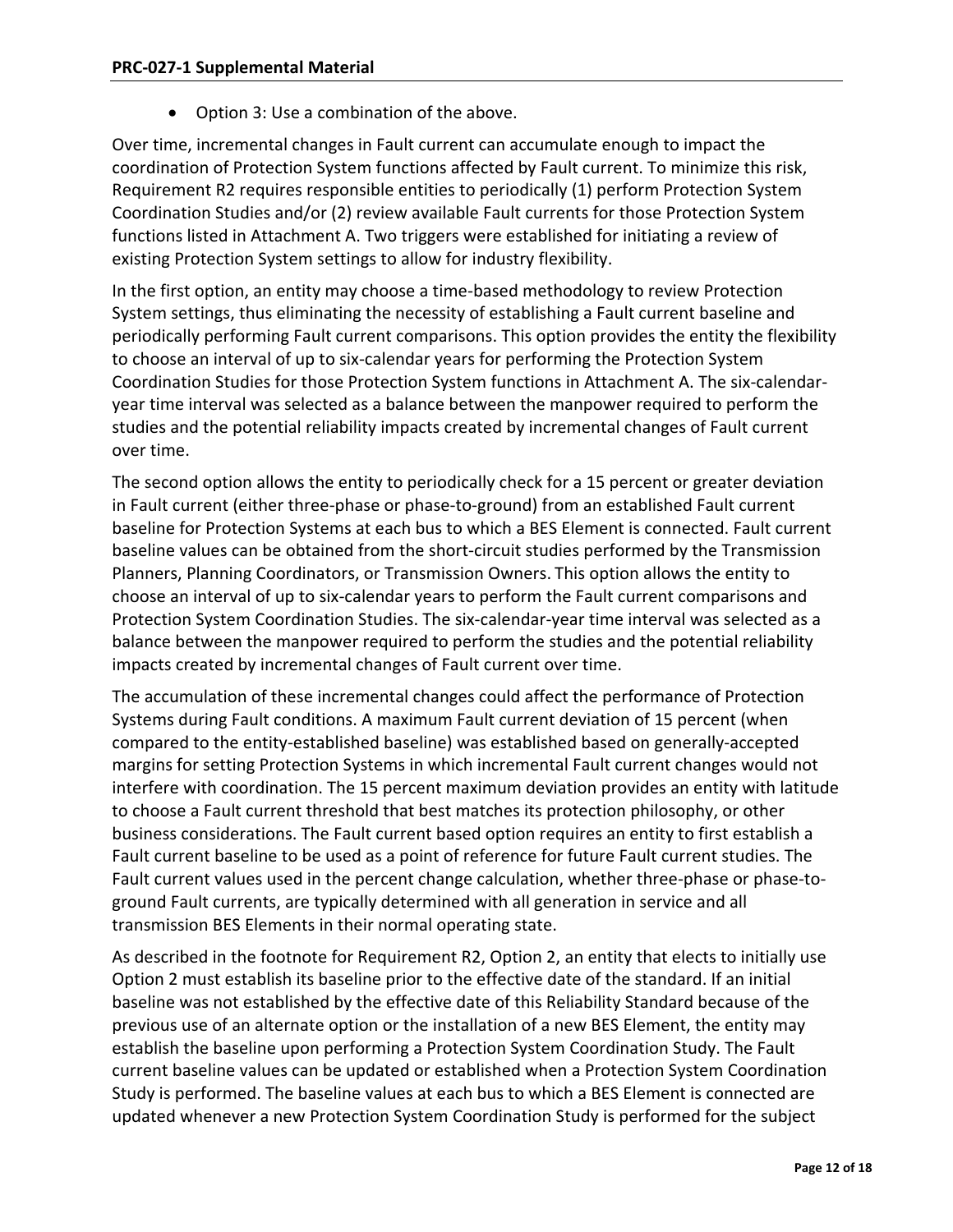- Option 3: Use a combination of the above.

Over time, incremental changes in Fault current can accumulate enough to impact the coordination of Protection System functions affected by Fault current. To minimize this risk, Requirement R2 requires responsible entities to periodically (1) perform Protection System Coordination Studies and/or (2) review available Fault currents for those Protection System functions listed in Attachment A. Two triggers were established for initiating a review of existing Protection System settings to allow for industry flexibility.

In the first option, an entity may choose a time-based methodology to review Protection System settings, thus eliminating the necessity of establishing a Fault current baseline and periodically performing Fault current comparisons. This option provides the entity the flexibility to choose an interval of up to six-calendar years for performing the Protection System Coordination Studies for those Protection System functions in Attachment A. The six-calendar-year time interval was selected as a balance between the manpower required to perform the studies and the potential reliability impacts created by incremental changes of Fault current over time.

The second option allows the entity to periodically check for a 15 percent or greater deviation in Fault current (either three-phase or phase-to-ground) from an established Fault current baseline for Protection Systems at each bus to which a BES Element is connected. Fault current baseline values can be obtained from the short-circuit studies performed by the Transmission Planners, Planning Coordinators, or Transmission Owners. This option allows the entity to choose an interval of up to six-calendar years to perform the Fault current comparisons and Protection System Coordination Studies. The six-calendar-year time interval was selected as a balance between the manpower required to perform the studies and the potential reliability impacts created by incremental changes of Fault current over time.

The accumulation of these incremental changes could affect the performance of Protection Systems during Fault conditions. A maximum Fault current deviation of 15 percent (when compared to the entity-established baseline) was established based on generally-accepted margins for setting Protection Systems in which incremental Fault current changes would not interfere with coordination. The 15 percent maximum deviation provides an entity with latitude to choose a Fault current threshold that best matches its protection philosophy, or other business considerations. The Fault current based option requires an entity to first establish a Fault current baseline to be used as a point of reference for future Fault current studies. The Fault current values used in the percent change calculation, whether three-phase or phase-to-ground Fault currents, are typically determined with all generation in service and all transmission BES Elements in their normal operating state.

As described in the footnote for Requirement R2, Option 2, an entity that elects to initially use Option 2 must establish its baseline prior to the effective date of the standard. If an initial baseline was not established by the effective date of this Reliability Standard because of the previous use of an alternate option or the installation of a new BES Element, the entity may establish the baseline upon performing a Protection System Coordination Study. The Fault current baseline values can be updated or established when a Protection System Coordination Study is performed. The baseline values at each bus to which a BES Element is connected are updated whenever a new Protection System Coordination Study is performed for the subject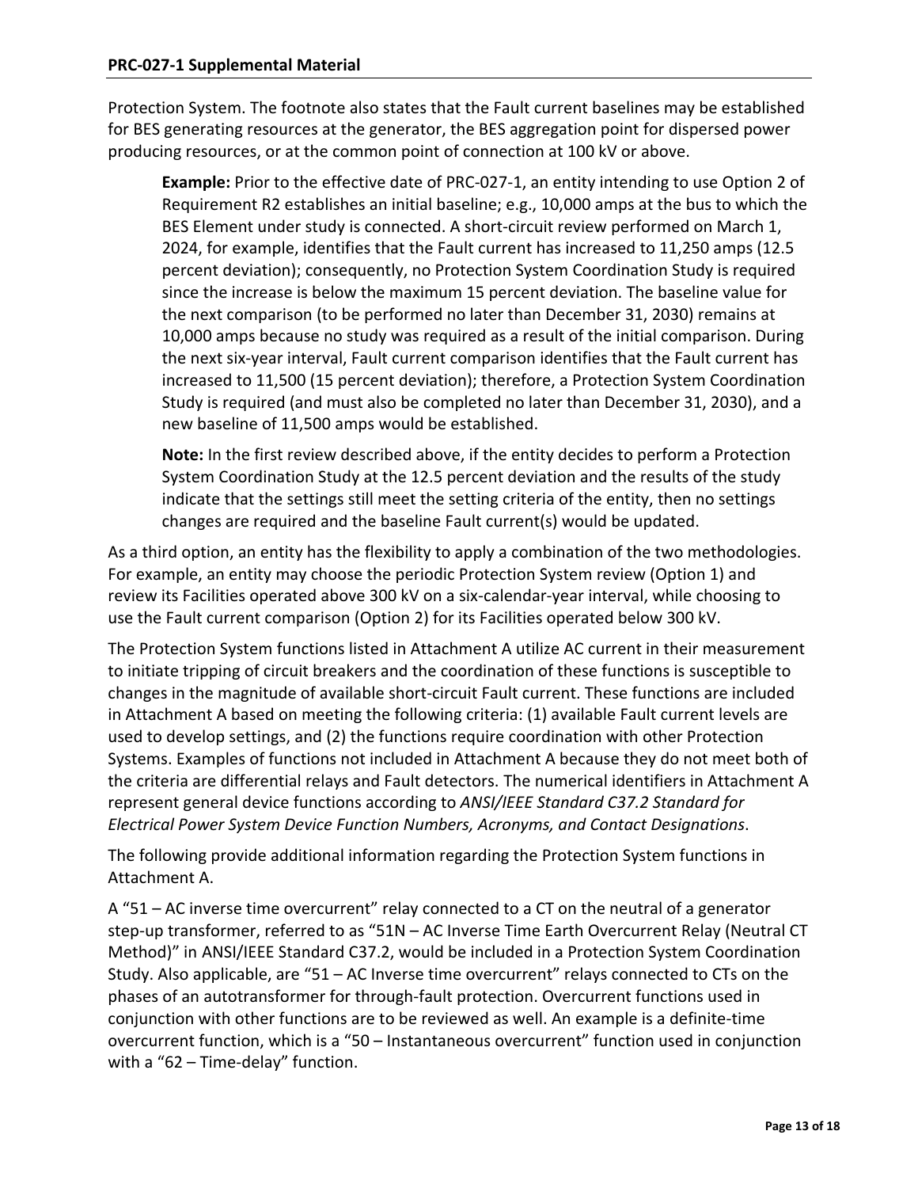Protection System. The footnote also states that the Fault current baselines may be established for BES generating resources at the generator, the BES aggregation point for dispersed power producing resources, or at the common point of connection at 100 kV or above.

> **Example:** Prior to the effective date of PRC-027-1, an entity intending to use Option 2 of Requirement R2 establishes an initial baseline; e.g., 10,000 amps at the bus to which the BES Element under study is connected. A short-circuit review performed on March 1, 2024, for example, identifies that the Fault current has increased to 11,250 amps (12.5 percent deviation); consequently, no Protection System Coordination Study is required since the increase is below the maximum 15 percent deviation. The baseline value for the next comparison (to be performed no later than December 31, 2030) remains at 10,000 amps because no study was required as a result of the initial comparison. During the next six-year interval, Fault current comparison identifies that the Fault current has increased to 11,500 (15 percent deviation); therefore, a Protection System Coordination Study is required (and must also be completed no later than December 31, 2030), and a new baseline of 11,500 amps would be established.
>
> **Note:** In the first review described above, if the entity decides to perform a Protection System Coordination Study at the 12.5 percent deviation and the results of the study indicate that the settings still meet the setting criteria of the entity, then no settings changes are required and the baseline Fault current(s) would be updated.

As a third option, an entity has the flexibility to apply a combination of the two methodologies. For example, an entity may choose the periodic Protection System review (Option 1) and review its Facilities operated above 300 kV on a six-calendar-year interval, while choosing to use the Fault current comparison (Option 2) for its Facilities operated below 300 kV.

The Protection System functions listed in Attachment A utilize AC current in their measurement to initiate tripping of circuit breakers and the coordination of these functions is susceptible to changes in the magnitude of available short-circuit Fault current. These functions are included in Attachment A based on meeting the following criteria: (1) available Fault current levels are used to develop settings, and (2) the functions require coordination with other Protection Systems. Examples of functions not included in Attachment A because they do not meet both of the criteria are differential relays and Fault detectors. The numerical identifiers in Attachment A represent general device functions according to *ANSI/IEEE Standard C37.2 Standard for Electrical Power System Device Function Numbers, Acronyms, and Contact Designations*.

The following provide additional information regarding the Protection System functions in Attachment A.

A "51 – AC inverse time overcurrent" relay connected to a CT on the neutral of a generator step-up transformer, referred to as "51N – AC Inverse Time Earth Overcurrent Relay (Neutral CT Method)" in ANSI/IEEE Standard C37.2, would be included in a Protection System Coordination Study. Also applicable, are "51 – AC Inverse time overcurrent" relays connected to CTs on the phases of an autotransformer for through-fault protection. Overcurrent functions used in conjunction with other functions are to be reviewed as well. An example is a definite-time overcurrent function, which is a "50 – Instantaneous overcurrent" function used in conjunction with a "62 – Time-delay" function.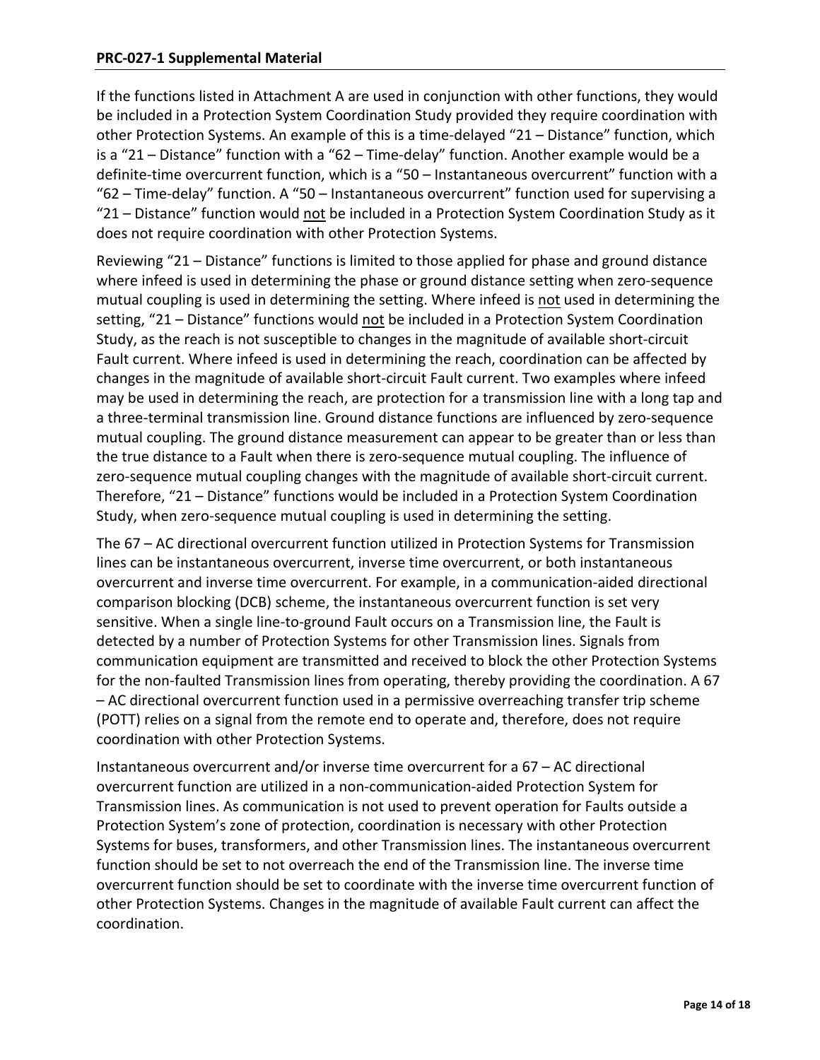If the functions listed in Attachment A are used in conjunction with other functions, they would be included in a Protection System Coordination Study provided they require coordination with other Protection Systems. An example of this is a time-delayed “21 – Distance” function, which is a “21 – Distance” function with a “62 – Time-delay” function. Another example would be a definite-time overcurrent function, which is a “50 – Instantaneous overcurrent” function with a “62 – Time-delay” function. A “50 – Instantaneous overcurrent” function used for supervising a “21 – Distance” function would <u>not</u> be included in a Protection System Coordination Study as it does not require coordination with other Protection Systems.

Reviewing “21 – Distance” functions is limited to those applied for phase and ground distance where infeed is used in determining the phase or ground distance setting when zero-sequence mutual coupling is used in determining the setting. Where infeed is <u>not</u> used in determining the setting, “21 – Distance” functions would <u>not</u> be included in a Protection System Coordination Study, as the reach is not susceptible to changes in the magnitude of available short-circuit Fault current. Where infeed is used in determining the reach, coordination can be affected by changes in the magnitude of available short-circuit Fault current. Two examples where infeed may be used in determining the reach, are protection for a transmission line with a long tap and a three-terminal transmission line. Ground distance functions are influenced by zero-sequence mutual coupling. The ground distance measurement can appear to be greater than or less than the true distance to a Fault when there is zero-sequence mutual coupling. The influence of zero-sequence mutual coupling changes with the magnitude of available short-circuit current. Therefore, “21 – Distance” functions would be included in a Protection System Coordination Study, when zero-sequence mutual coupling is used in determining the setting.

The 67 – AC directional overcurrent function utilized in Protection Systems for Transmission lines can be instantaneous overcurrent, inverse time overcurrent, or both instantaneous overcurrent and inverse time overcurrent. For example, in a communication-aided directional comparison blocking (DCB) scheme, the instantaneous overcurrent function is set very sensitive. When a single line-to-ground Fault occurs on a Transmission line, the Fault is detected by a number of Protection Systems for other Transmission lines. Signals from communication equipment are transmitted and received to block the other Protection Systems for the non-faulted Transmission lines from operating, thereby providing the coordination. A 67 – AC directional overcurrent function used in a permissive overreaching transfer trip scheme (POTT) relies on a signal from the remote end to operate and, therefore, does not require coordination with other Protection Systems.

Instantaneous overcurrent and/or inverse time overcurrent for a 67 – AC directional overcurrent function are utilized in a non-communication-aided Protection System for Transmission lines. As communication is not used to prevent operation for Faults outside a Protection System’s zone of protection, coordination is necessary with other Protection Systems for buses, transformers, and other Transmission lines. The instantaneous overcurrent function should be set to not overreach the end of the Transmission line. The inverse time overcurrent function should be set to coordinate with the inverse time overcurrent function of other Protection Systems. Changes in the magnitude of available Fault current can affect the coordination.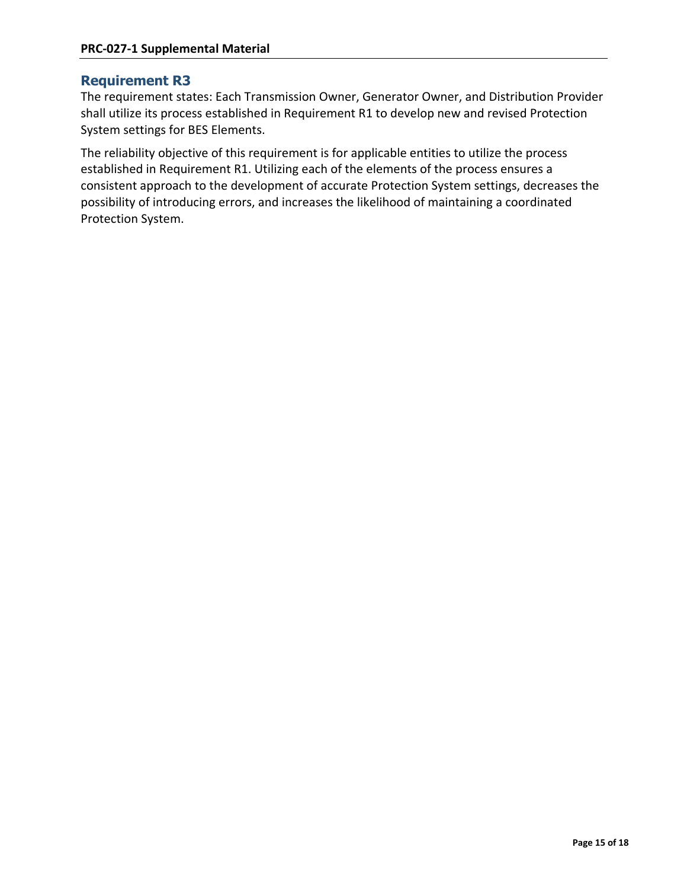## Requirement R3

The requirement states: Each Transmission Owner, Generator Owner, and Distribution Provider shall utilize its process established in Requirement R1 to develop new and revised Protection System settings for BES Elements.

The reliability objective of this requirement is for applicable entities to utilize the process established in Requirement R1. Utilizing each of the elements of the process ensures a consistent approach to the development of accurate Protection System settings, decreases the possibility of introducing errors, and increases the likelihood of maintaining a coordinated Protection System.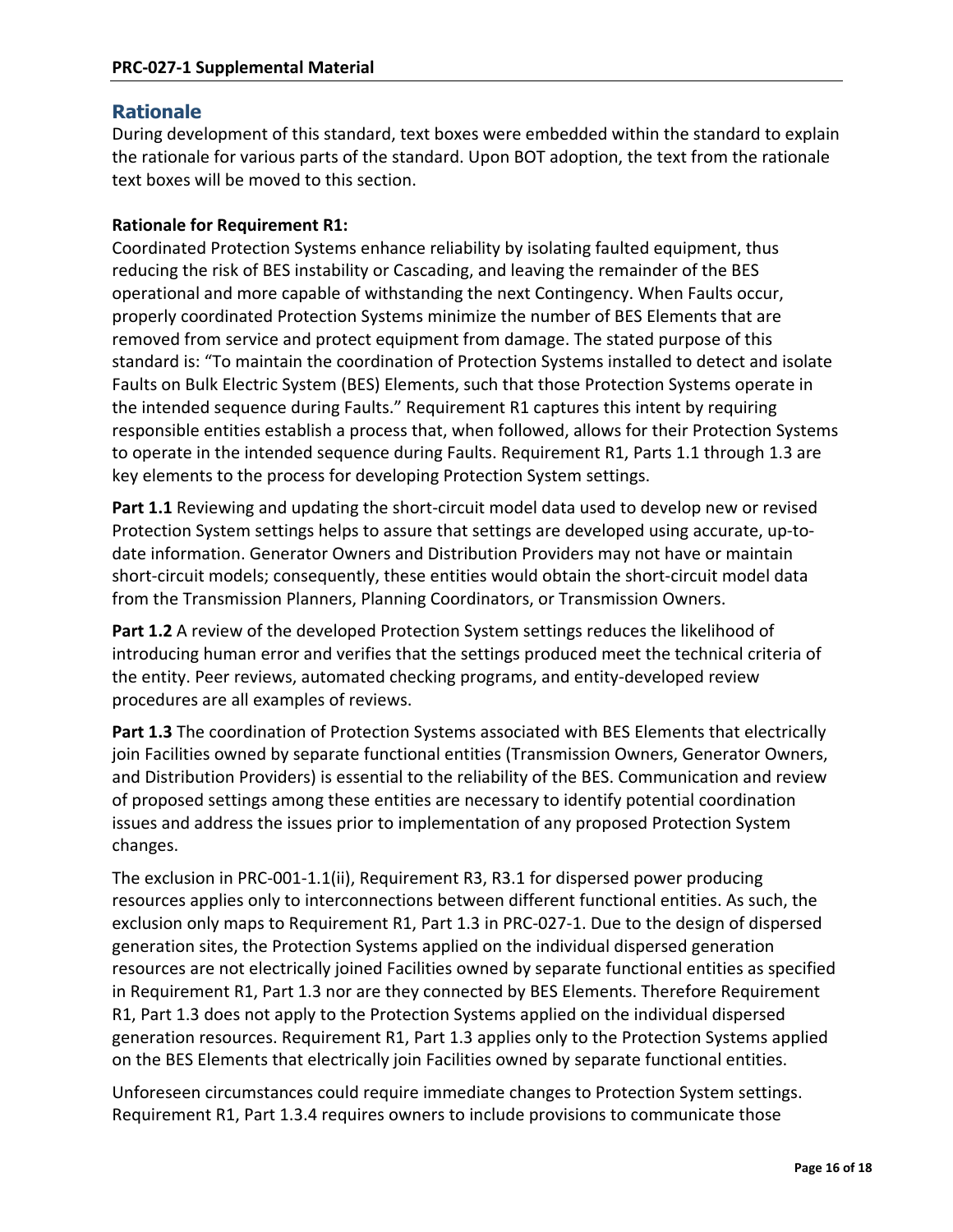## Rationale

During development of this standard, text boxes were embedded within the standard to explain the rationale for various parts of the standard. Upon BOT adoption, the text from the rationale text boxes will be moved to this section.

**Rationale for Requirement R1:**

Coordinated Protection Systems enhance reliability by isolating faulted equipment, thus reducing the risk of BES instability or Cascading, and leaving the remainder of the BES operational and more capable of withstanding the next Contingency. When Faults occur, properly coordinated Protection Systems minimize the number of BES Elements that are removed from service and protect equipment from damage. The stated purpose of this standard is: "To maintain the coordination of Protection Systems installed to detect and isolate Faults on Bulk Electric System (BES) Elements, such that those Protection Systems operate in the intended sequence during Faults." Requirement R1 captures this intent by requiring responsible entities establish a process that, when followed, allows for their Protection Systems to operate in the intended sequence during Faults. Requirement R1, Parts 1.1 through 1.3 are key elements to the process for developing Protection System settings.

**Part 1.1** Reviewing and updating the short-circuit model data used to develop new or revised Protection System settings helps to assure that settings are developed using accurate, up-to-date information. Generator Owners and Distribution Providers may not have or maintain short-circuit models; consequently, these entities would obtain the short-circuit model data from the Transmission Planners, Planning Coordinators, or Transmission Owners.

**Part 1.2** A review of the developed Protection System settings reduces the likelihood of introducing human error and verifies that the settings produced meet the technical criteria of the entity. Peer reviews, automated checking programs, and entity-developed review procedures are all examples of reviews.

**Part 1.3** The coordination of Protection Systems associated with BES Elements that electrically join Facilities owned by separate functional entities (Transmission Owners, Generator Owners, and Distribution Providers) is essential to the reliability of the BES. Communication and review of proposed settings among these entities are necessary to identify potential coordination issues and address the issues prior to implementation of any proposed Protection System changes.

The exclusion in PRC-001-1.1(ii), Requirement R3, R3.1 for dispersed power producing resources applies only to interconnections between different functional entities. As such, the exclusion only maps to Requirement R1, Part 1.3 in PRC-027-1. Due to the design of dispersed generation sites, the Protection Systems applied on the individual dispersed generation resources are not electrically joined Facilities owned by separate functional entities as specified in Requirement R1, Part 1.3 nor are they connected by BES Elements. Therefore Requirement R1, Part 1.3 does not apply to the Protection Systems applied on the individual dispersed generation resources. Requirement R1, Part 1.3 applies only to the Protection Systems applied on the BES Elements that electrically join Facilities owned by separate functional entities.

Unforeseen circumstances could require immediate changes to Protection System settings. Requirement R1, Part 1.3.4 requires owners to include provisions to communicate those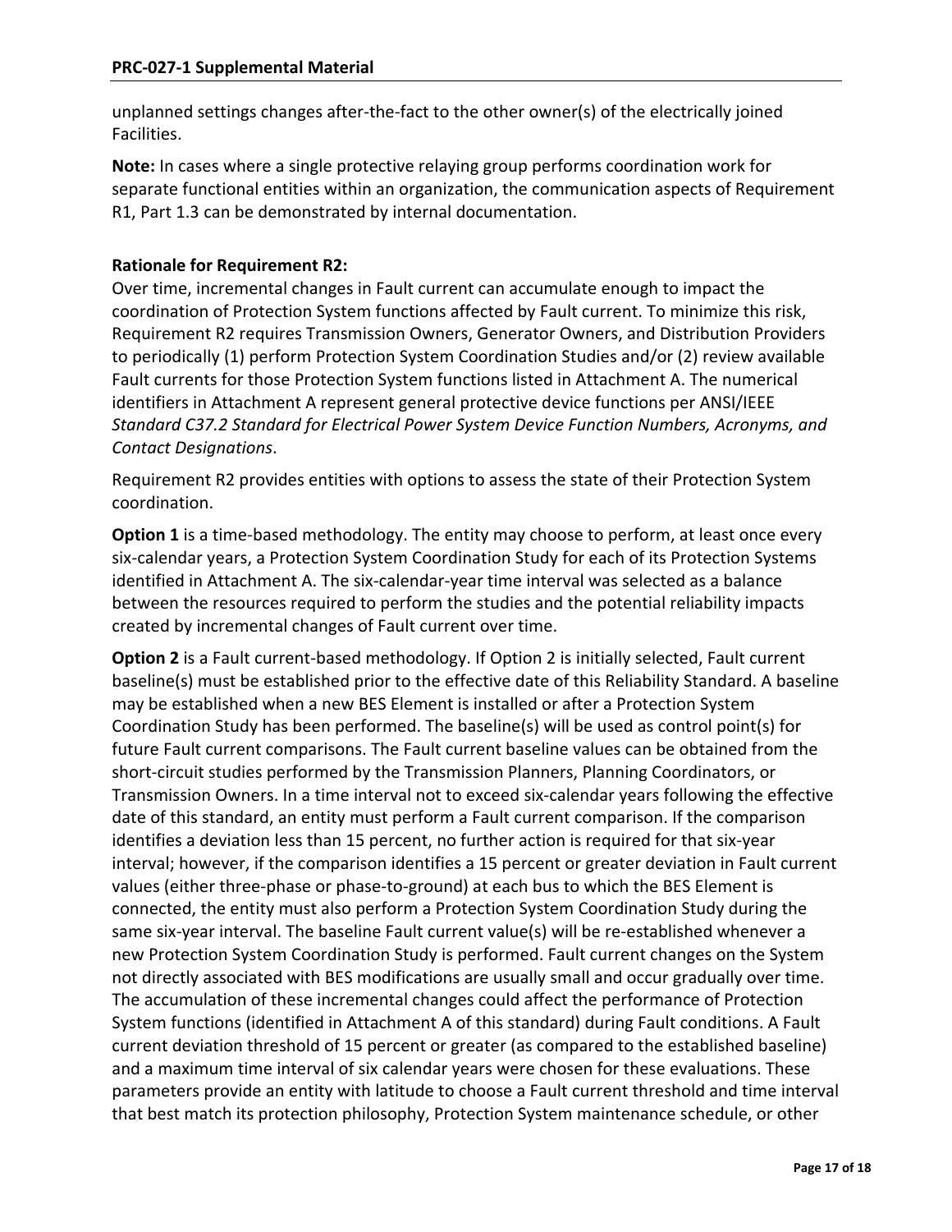unplanned settings changes after-the-fact to the other owner(s) of the electrically joined Facilities.

**Note:** In cases where a single protective relaying group performs coordination work for separate functional entities within an organization, the communication aspects of Requirement R1, Part 1.3 can be demonstrated by internal documentation.

**Rationale for Requirement R2:**

Over time, incremental changes in Fault current can accumulate enough to impact the coordination of Protection System functions affected by Fault current. To minimize this risk, Requirement R2 requires Transmission Owners, Generator Owners, and Distribution Providers to periodically (1) perform Protection System Coordination Studies and/or (2) review available Fault currents for those Protection System functions listed in Attachment A. The numerical identifiers in Attachment A represent general protective device functions per ANSI/IEEE *Standard C37.2 Standard for Electrical Power System Device Function Numbers, Acronyms, and Contact Designations*.

Requirement R2 provides entities with options to assess the state of their Protection System coordination.

**Option 1** is a time-based methodology. The entity may choose to perform, at least once every six-calendar years, a Protection System Coordination Study for each of its Protection Systems identified in Attachment A. The six-calendar-year time interval was selected as a balance between the resources required to perform the studies and the potential reliability impacts created by incremental changes of Fault current over time.

**Option 2** is a Fault current-based methodology. If Option 2 is initially selected, Fault current baseline(s) must be established prior to the effective date of this Reliability Standard. A baseline may be established when a new BES Element is installed or after a Protection System Coordination Study has been performed. The baseline(s) will be used as control point(s) for future Fault current comparisons. The Fault current baseline values can be obtained from the short-circuit studies performed by the Transmission Planners, Planning Coordinators, or Transmission Owners. In a time interval not to exceed six-calendar years following the effective date of this standard, an entity must perform a Fault current comparison. If the comparison identifies a deviation less than 15 percent, no further action is required for that six-year interval; however, if the comparison identifies a 15 percent or greater deviation in Fault current values (either three-phase or phase-to-ground) at each bus to which the BES Element is connected, the entity must also perform a Protection System Coordination Study during the same six-year interval. The baseline Fault current value(s) will be re-established whenever a new Protection System Coordination Study is performed. Fault current changes on the System not directly associated with BES modifications are usually small and occur gradually over time. The accumulation of these incremental changes could affect the performance of Protection System functions (identified in Attachment A of this standard) during Fault conditions. A Fault current deviation threshold of 15 percent or greater (as compared to the established baseline) and a maximum time interval of six calendar years were chosen for these evaluations. These parameters provide an entity with latitude to choose a Fault current threshold and time interval that best match its protection philosophy, Protection System maintenance schedule, or other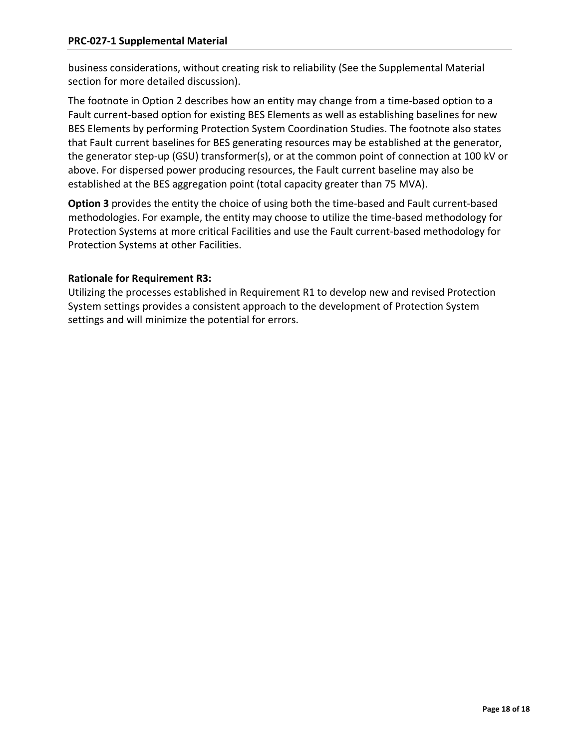business considerations, without creating risk to reliability (See the Supplemental Material section for more detailed discussion).

The footnote in Option 2 describes how an entity may change from a time-based option to a Fault current-based option for existing BES Elements as well as establishing baselines for new BES Elements by performing Protection System Coordination Studies. The footnote also states that Fault current baselines for BES generating resources may be established at the generator, the generator step-up (GSU) transformer(s), or at the common point of connection at 100 kV or above. For dispersed power producing resources, the Fault current baseline may also be established at the BES aggregation point (total capacity greater than 75 MVA).

**Option 3** provides the entity the choice of using both the time-based and Fault current-based methodologies. For example, the entity may choose to utilize the time-based methodology for Protection Systems at more critical Facilities and use the Fault current-based methodology for Protection Systems at other Facilities.

**Rationale for Requirement R3:**

Utilizing the processes established in Requirement R1 to develop new and revised Protection System settings provides a consistent approach to the development of Protection System settings and will minimize the potential for errors.